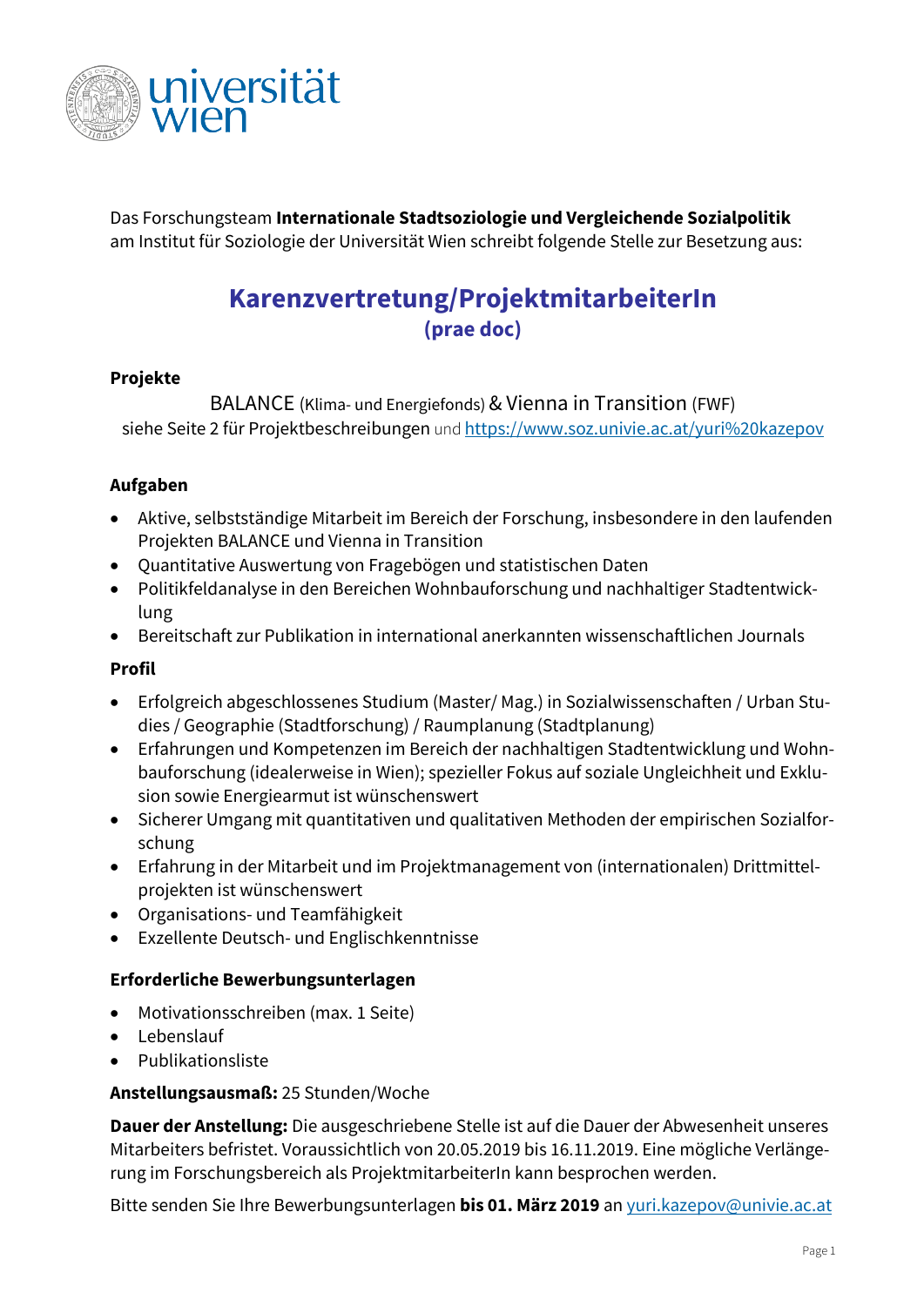Das Forschungsteam **Internationale Stadtsoziologie und Vergleichende Sozialpolitik** am Institut für Soziologie der Universität Wien schreibt folgende Stelle zur Besetzung aus:

# Karenzvertretung/ProjektmitarbeiterIn

## (prae doc)

**Projekte**

BALANCE (Klima- und Energiefonds) & Vienna in Transition (FWF)
siehe Seite 2 für Projektbeschreibungen und [https://www.soz.univie.ac.at/yuri%20kazepov](https://www.soz.univie.ac.at/yuri%20kazepov)

**Aufgaben**

- Aktive, selbstständige Mitarbeit im Bereich der Forschung, insbesondere in den laufenden Projekten BALANCE und Vienna in Transition
- Quantitative Auswertung von Fragebögen und statistischen Daten
- Politikfeldanalyse in den Bereichen Wohnbauforschung und nachhaltiger Stadtentwicklung
- Bereitschaft zur Publikation in international anerkannten wissenschaftlichen Journals

**Profil**

- Erfolgreich abgeschlossenes Studium (Master/ Mag.) in Sozialwissenschaften / Urban Studies / Geographie (Stadtforschung) / Raumplanung (Stadtplanung)
- Erfahrungen und Kompetenzen im Bereich der nachhaltigen Stadtentwicklung und Wohnbauforschung (idealerweise in Wien); spezieller Fokus auf soziale Ungleichheit und Exklusion sowie Energiearmut ist wünschenswert
- Sicherer Umgang mit quantitativen und qualitativen Methoden der empirischen Sozialforschung
- Erfahrung in der Mitarbeit und im Projektmanagement von (internationalen) Drittmittelprojekten ist wünschenswert
- Organisations- und Teamfähigkeit
- Exzellente Deutsch- und Englischkenntnisse

**Erforderliche Bewerbungsunterlagen**

- Motivationsschreiben (max. 1 Seite)
- Lebenslauf
- Publikationsliste

**Anstellungsausmaß:** 25 Stunden/Woche

**Dauer der Anstellung:** Die ausgeschriebene Stelle ist auf die Dauer der Abwesenheit unseres Mitarbeiters befristet. Voraussichtlich von 20.05.2019 bis 16.11.2019. Eine mögliche Verlängerung im Forschungsbereich als ProjektmitarbeiterIn kann besprochen werden.

Bitte senden Sie Ihre Bewerbungsunterlagen **bis 01. März 2019** an [yuri.kazepov@univie.ac.at](mailto:yuri.kazepov@univie.ac.at)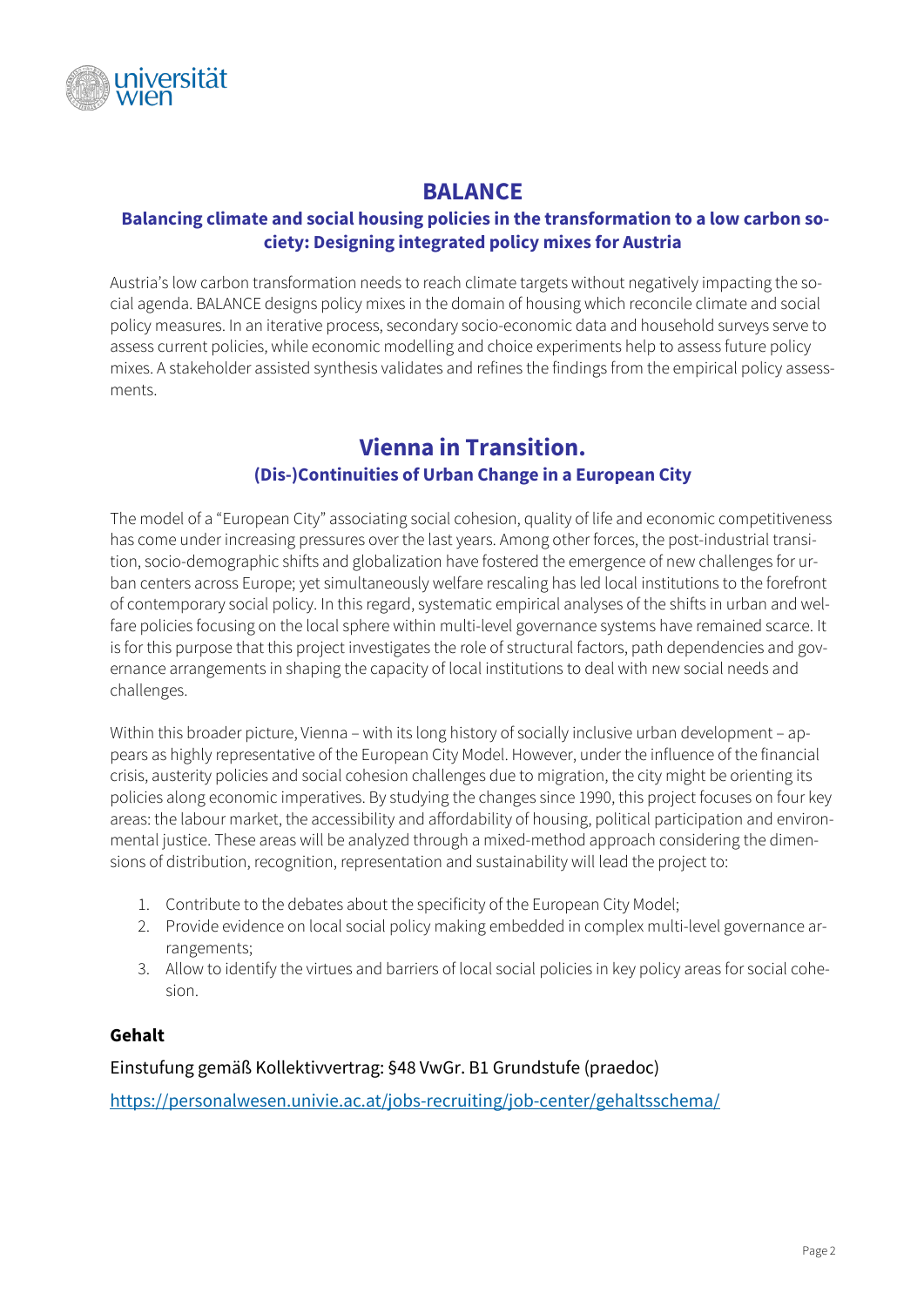## BALANCE

### Balancing climate and social housing policies in the transformation to a low carbon society: Designing integrated policy mixes for Austria

Austria's low carbon transformation needs to reach climate targets without negatively impacting the social agenda. BALANCE designs policy mixes in the domain of housing which reconcile climate and social policy measures. In an iterative process, secondary socio-economic data and household surveys serve to assess current policies, while economic modelling and choice experiments help to assess future policy mixes. A stakeholder assisted synthesis validates and refines the findings from the empirical policy assessments.

## Vienna in Transition.

### (Dis-)Continuities of Urban Change in a European City

The model of a "European City" associating social cohesion, quality of life and economic competitiveness has come under increasing pressures over the last years. Among other forces, the post-industrial transition, socio-demographic shifts and globalization have fostered the emergence of new challenges for urban centers across Europe; yet simultaneously welfare rescaling has led local institutions to the forefront of contemporary social policy. In this regard, systematic empirical analyses of the shifts in urban and welfare policies focusing on the local sphere within multi-level governance systems have remained scarce. It is for this purpose that this project investigates the role of structural factors, path dependencies and governance arrangements in shaping the capacity of local institutions to deal with new social needs and challenges.

Within this broader picture, Vienna – with its long history of socially inclusive urban development – appears as highly representative of the European City Model. However, under the influence of the financial crisis, austerity policies and social cohesion challenges due to migration, the city might be orienting its policies along economic imperatives. By studying the changes since 1990, this project focuses on four key areas: the labour market, the accessibility and affordability of housing, political participation and environmental justice. These areas will be analyzed through a mixed-method approach considering the dimensions of distribution, recognition, representation and sustainability will lead the project to:

1. Contribute to the debates about the specificity of the European City Model;
2. Provide evidence on local social policy making embedded in complex multi-level governance arrangements;
3. Allow to identify the virtues and barriers of local social policies in key policy areas for social cohesion.

**Gehalt**

Einstufung gemäß Kollektivvertrag: §48 VwGr. B1 Grundstufe (praedoc)

https://personalwesen.univie.ac.at/jobs-recruiting/job-center/gehaltsschema/